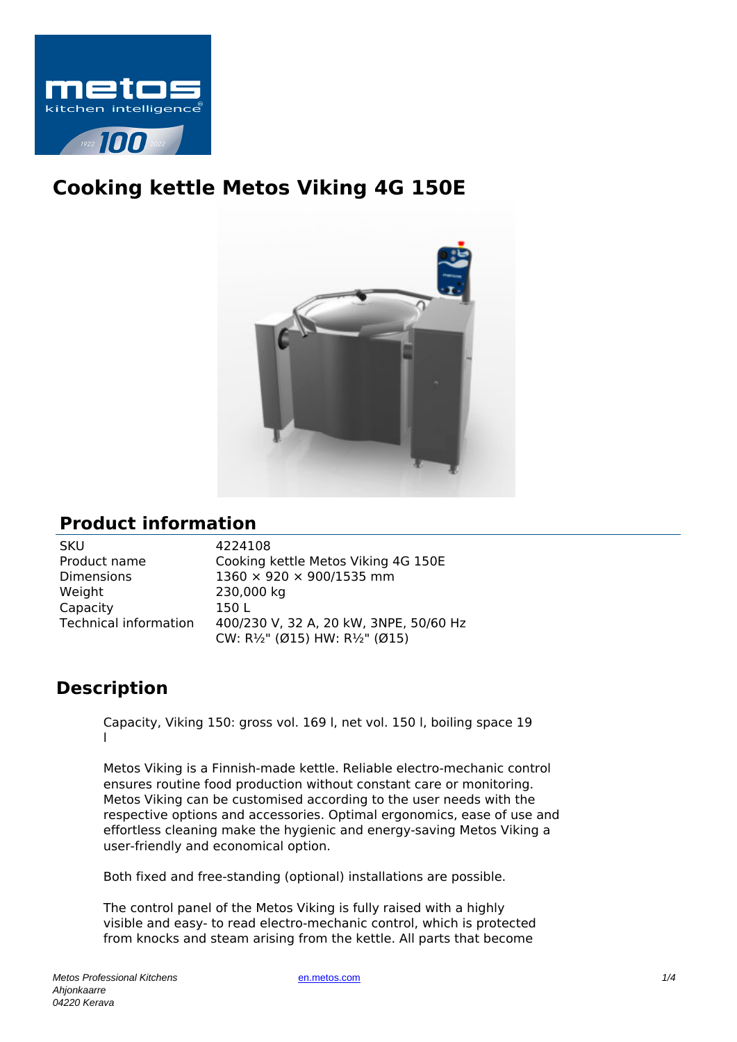# Cooking kettle Metos Viking 4G 150E

## Product information

| | |
|---|---|
| SKU | 4224108 |
| Product name | Cooking kettle Metos Viking 4G 150E |
| Dimensions | 1360 × 920 × 900/1535 mm |
| Weight | 230,000 kg |
| Capacity | 150 L |
| Technical information | 400/230 V, 32 A, 20 kW, 3NPE, 50/60 Hz<br>CW: R½" (Ø15) HW: R½" (Ø15) |

## Description

Capacity, Viking 150: gross vol. 169 l, net vol. 150 l, boiling space 19 l

Metos Viking is a Finnish-made kettle. Reliable electro-mechanic control ensures routine food production without constant care or monitoring. Metos Viking can be customised according to the user needs with the respective options and accessories. Optimal ergonomics, ease of use and effortless cleaning make the hygienic and energy-saving Metos Viking a user-friendly and economical option.

Both fixed and free-standing (optional) installations are possible.

The control panel of the Metos Viking is fully raised with a highly visible and easy- to read electro-mechanic control, which is protected from knocks and steam arising from the kettle. All parts that become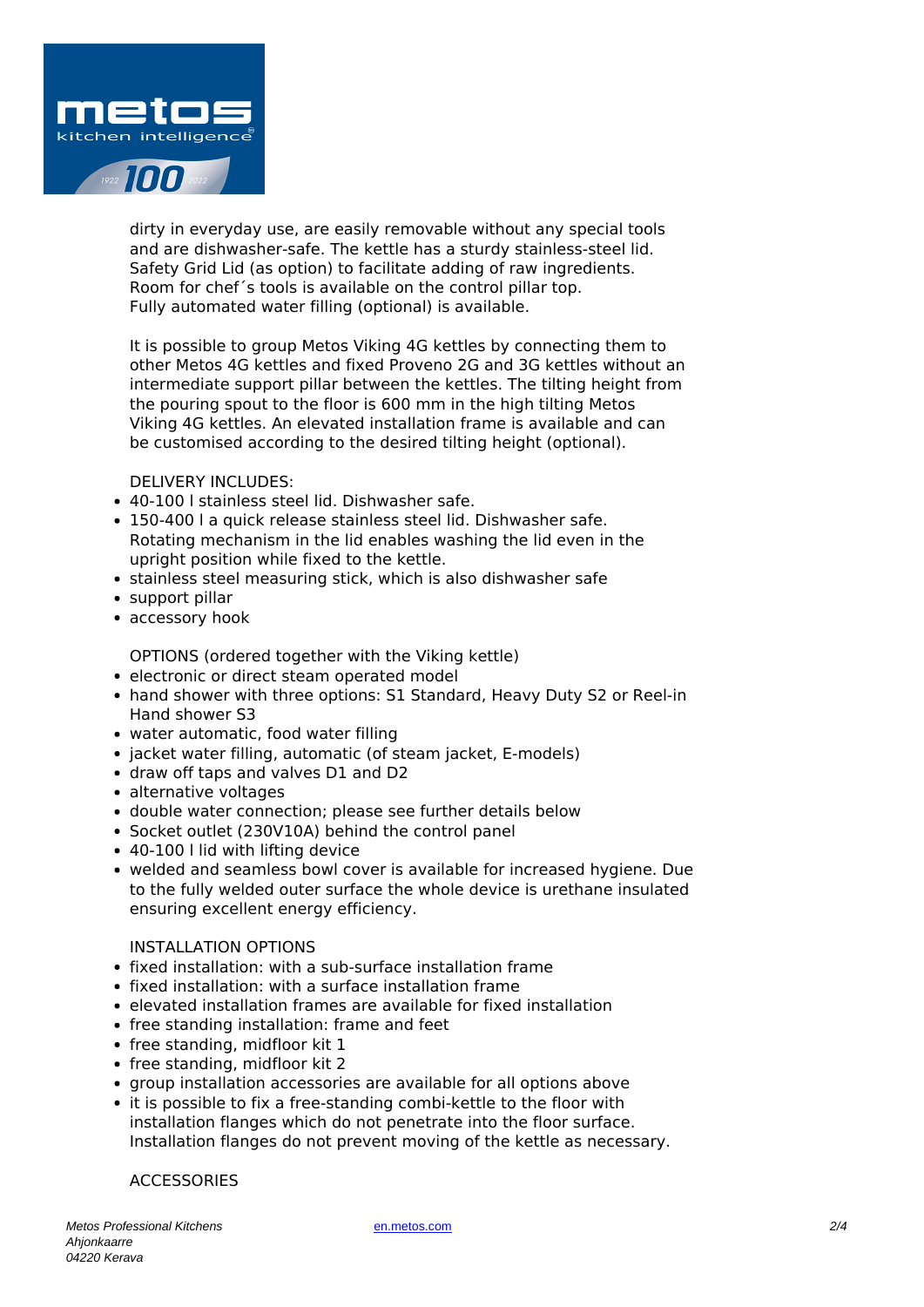dirty in everyday use, are easily removable without any special tools and are dishwasher-safe. The kettle has a sturdy stainless-steel lid. Safety Grid Lid (as option) to facilitate adding of raw ingredients. Room for chef´s tools is available on the control pillar top. Fully automated water filling (optional) is available.

It is possible to group Metos Viking 4G kettles by connecting them to other Metos 4G kettles and fixed Proveno 2G and 3G kettles without an intermediate support pillar between the kettles. The tilting height from the pouring spout to the floor is 600 mm in the high tilting Metos Viking 4G kettles. An elevated installation frame is available and can be customised according to the desired tilting height (optional).

DELIVERY INCLUDES:

- 40-100 l stainless steel lid. Dishwasher safe.
- 150-400 l a quick release stainless steel lid. Dishwasher safe. Rotating mechanism in the lid enables washing the lid even in the upright position while fixed to the kettle.
- stainless steel measuring stick, which is also dishwasher safe
- support pillar
- accessory hook

OPTIONS (ordered together with the Viking kettle)

- electronic or direct steam operated model
- hand shower with three options: S1 Standard, Heavy Duty S2 or Reel-in Hand shower S3
- water automatic, food water filling
- jacket water filling, automatic (of steam jacket, E-models)
- draw off taps and valves D1 and D2
- alternative voltages
- double water connection; please see further details below
- Socket outlet (230V10A) behind the control panel
- 40-100 l lid with lifting device
- welded and seamless bowl cover is available for increased hygiene. Due to the fully welded outer surface the whole device is urethane insulated ensuring excellent energy efficiency.

INSTALLATION OPTIONS

- fixed installation: with a sub-surface installation frame
- fixed installation: with a surface installation frame
- elevated installation frames are available for fixed installation
- free standing installation: frame and feet
- free standing, midfloor kit 1
- free standing, midfloor kit 2
- group installation accessories are available for all options above
- it is possible to fix a free-standing combi-kettle to the floor with installation flanges which do not penetrate into the floor surface. Installation flanges do not prevent moving of the kettle as necessary.

ACCESSORIES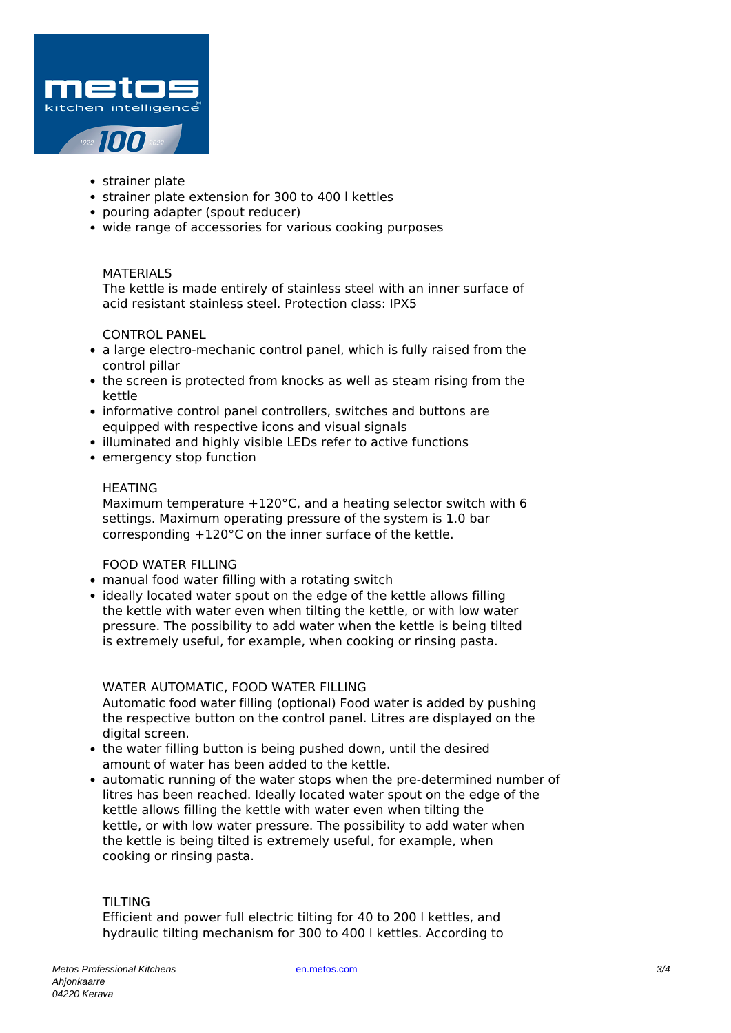- strainer plate
- strainer plate extension for 300 to 400 l kettles
- pouring adapter (spout reducer)
- wide range of accessories for various cooking purposes

MATERIALS

The kettle is made entirely of stainless steel with an inner surface of acid resistant stainless steel. Protection class: IPX5

CONTROL PANEL

- a large electro-mechanic control panel, which is fully raised from the control pillar
- the screen is protected from knocks as well as steam rising from the kettle
- informative control panel controllers, switches and buttons are equipped with respective icons and visual signals
- illuminated and highly visible LEDs refer to active functions
- emergency stop function

HEATING

Maximum temperature +120°C, and a heating selector switch with 6 settings. Maximum operating pressure of the system is 1.0 bar corresponding +120°C on the inner surface of the kettle.

FOOD WATER FILLING

- manual food water filling with a rotating switch
- ideally located water spout on the edge of the kettle allows filling the kettle with water even when tilting the kettle, or with low water pressure. The possibility to add water when the kettle is being tilted is extremely useful, for example, when cooking or rinsing pasta.

WATER AUTOMATIC, FOOD WATER FILLING

Automatic food water filling (optional) Food water is added by pushing the respective button on the control panel. Litres are displayed on the digital screen.

- the water filling button is being pushed down, until the desired amount of water has been added to the kettle.
- automatic running of the water stops when the pre-determined number of litres has been reached. Ideally located water spout on the edge of the kettle allows filling the kettle with water even when tilting the kettle, or with low water pressure. The possibility to add water when the kettle is being tilted is extremely useful, for example, when cooking or rinsing pasta.

TILTING

Efficient and power full electric tilting for 40 to 200 l kettles, and hydraulic tilting mechanism for 300 to 400 l kettles. According to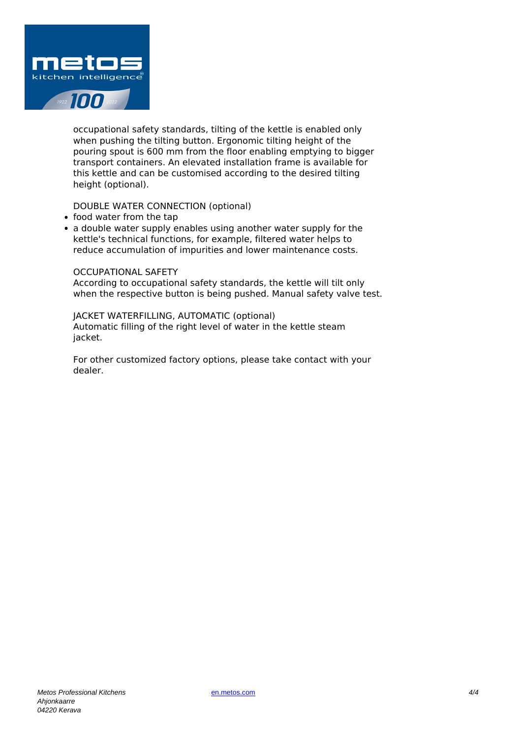occupational safety standards, tilting of the kettle is enabled only when pushing the tilting button. Ergonomic tilting height of the pouring spout is 600 mm from the floor enabling emptying to bigger transport containers. An elevated installation frame is available for this kettle and can be customised according to the desired tilting height (optional).

DOUBLE WATER CONNECTION (optional)

- food water from the tap
- a double water supply enables using another water supply for the kettle's technical functions, for example, filtered water helps to reduce accumulation of impurities and lower maintenance costs.

OCCUPATIONAL SAFETY

According to occupational safety standards, the kettle will tilt only when the respective button is being pushed. Manual safety valve test.

JACKET WATERFILLING, AUTOMATIC (optional)

Automatic filling of the right level of water in the kettle steam jacket.

For other customized factory options, please take contact with your dealer.